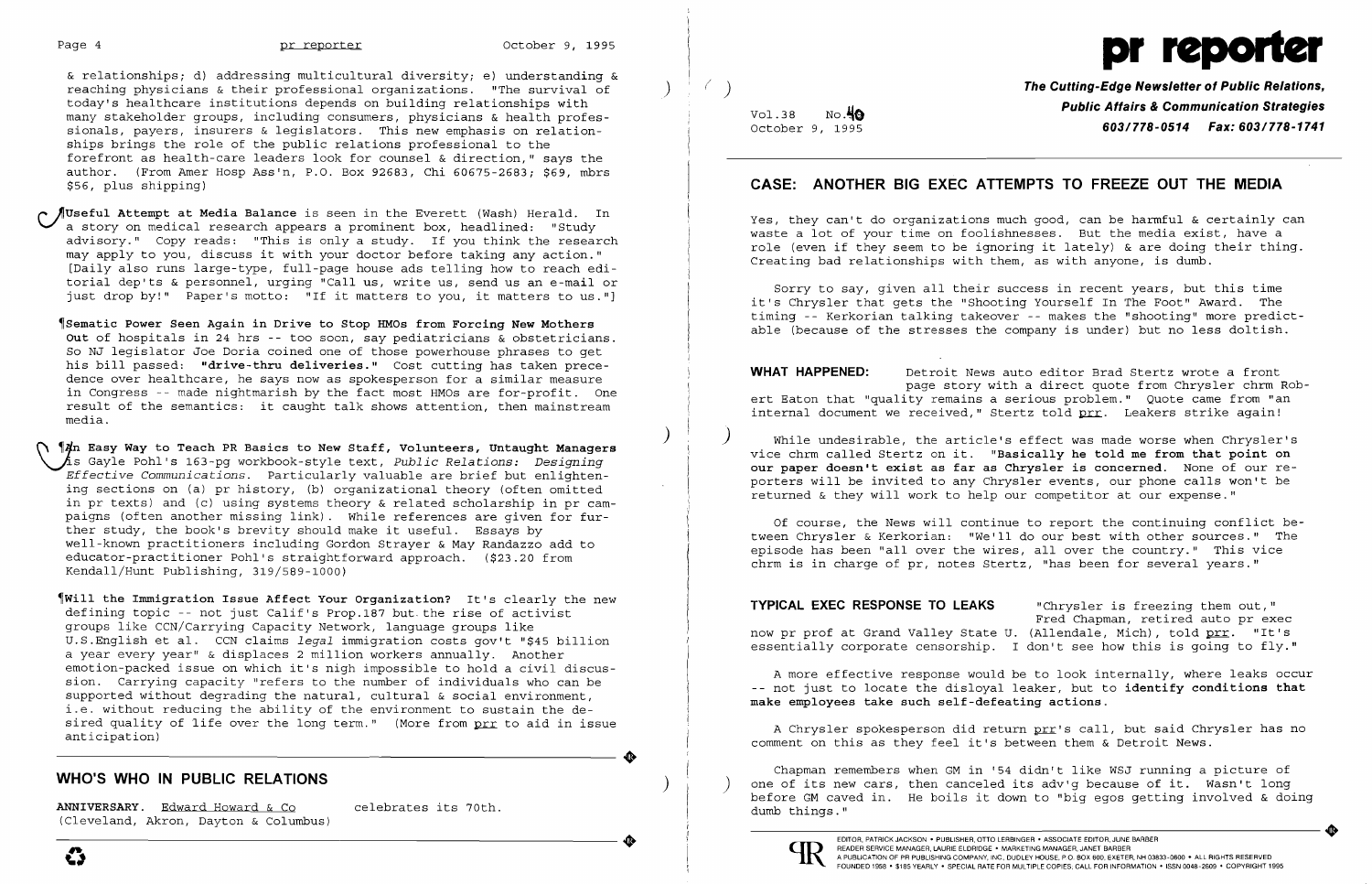& relationships; d) addressing multicultural diversity; e) understanding & reaching physicians & their professional organizations. "The survival of today's healthcare institutions depends on building relationships with many stakeholder groups, including consumers, physicians & health professionals, payers, insurers & legislators. This new emphasis on relationships brings the role of the public relations professional to the forefront as health-care leaders look for counsel & direction," says the author. (From Amer Hosp Ass'n, P.O. Box 92683, Chi 60675-2683; $69, mbrs $56, plus shipping)

¶**Useful Attempt at Media Balance** is seen in the Everett (Wash) Herald. In a story on medical research appears a prominent box, headlined: "Study advisory." Copy reads: "This is only a study. If you think the research may apply to you, discuss it with your doctor before taking any action." [Daily also runs large-type, full-page house ads telling how to reach editorial dep'ts & personnel, urging "Call us, write us, send us an e-mail or just drop by!" Paper's motto: "If it matters to you, it matters to us."]

¶**Sematic Power Seen Again in Drive to Stop HMOs from Forcing New Mothers Out** of hospitals in 24 hrs -- too soon, say pediatricians & obstetricians. So NJ legislator Joe Doria coined one of those powerhouse phrases to get his bill passed: **"drive-thru deliveries."** Cost cutting has taken precedence over healthcare, he says now as spokesperson for a similar measure in Congress -- made nightmarish by the fact most HMOs are for-profit. One result of the semantics: it caught talk shows attention, then mainstream media.

¶**An Easy Way to Teach PR Basics to New Staff, Volunteers, Untaught Managers** is Gayle Pohl's 163-pg workbook-style text, *Public Relations: Designing Effective Communications*. Particularly valuable are brief but enlightening sections on (a) pr history, (b) organizational theory (often omitted in pr texts) and (c) using systems theory & related scholarship in pr campaigns (often another missing link). While references are given for further study, the book's brevity should make it useful. Essays by well-known practitioners including Gordon Strayer & May Randazzo add to educator-practitioner Pohl's straightforward approach. ($23.20 from Kendall/Hunt Publishing, 319/589-1000)

¶**Will the Immigration Issue Affect Your Organization?** It's clearly the new defining topic -- not just Calif's Prop.187 but the rise of activist groups like CCN/Carrying Capacity Network, language groups like U.S.English et al. CCN claims *legal* immigration costs gov't "$45 billion a year every year" & displaces 2 million workers annually. Another emotion-packed issue on which it's nigh impossible to hold a civil discussion. Carrying capacity "refers to the number of individuals who can be supported without degrading the natural, cultural & social environment, i.e. without reducing the ability of the environment to sustain the desired quality of life over the long term." (More from prr to aid in issue anticipation)

## WHO'S WHO IN PUBLIC RELATIONS

**ANNIVERSARY.** Edward Howard & Co (Cleveland, Akron, Dayton & Columbus) celebrates its 70th.

# pr reporter

**The Cutting-Edge Newsletter of Public Relations, Public Affairs & Communication Strategies**
**603/778-0514 Fax: 603/778-1741**

Vol.38 No.40
October 9, 1995

## CASE: ANOTHER BIG EXEC ATTEMPTS TO FREEZE OUT THE MEDIA

Yes, they can't do organizations much good, can be harmful & certainly can waste a lot of your time on foolishnesses. But the media exist, have a role (even if they seem to be ignoring it lately) & are doing their thing. Creating bad relationships with them, as with anyone, is dumb.

Sorry to say, given all their success in recent years, but this time it's Chrysler that gets the "Shooting Yourself In The Foot" Award. The timing -- Kerkorian talking takeover -- makes the "shooting" more predictable (because of the stresses the company is under) but no less doltish.

**WHAT HAPPENED:** Detroit News auto editor Brad Stertz wrote a front page story with a direct quote from Chrysler chrm Robert Eaton that "quality remains a serious problem." Quote came from "an internal document we received," Stertz told prr. Leakers strike again!

While undesirable, the article's effect was made worse when Chrysler's vice chrm called Stertz on it. "**Basically he told me from that point on our paper doesn't exist as far as Chrysler is concerned.** None of our reporters will be invited to any Chrysler events, our phone calls won't be returned & they will work to help our competitor at our expense."

Of course, the News will continue to report the continuing conflict between Chrysler & Kerkorian: "We'll do our best with other sources." The episode has been "all over the wires, all over the country." This vice chrm is in charge of pr, notes Stertz, "has been for several years."

**TYPICAL EXEC RESPONSE TO LEAKS** "Chrysler is freezing them out," Fred Chapman, retired auto pr exec now pr prof at Grand Valley State U. (Allendale, Mich), told prr. "It's essentially corporate censorship. I don't see how this is going to fly."

A more effective response would be to look internally, where leaks occur -- not just to locate the disloyal leaker, but to **identify conditions that make employees take such self-defeating actions.**

A Chrysler spokesperson did return prr's call, but said Chrysler has no comment on this as they feel it's between them & Detroit News.

Chapman remembers when GM in '54 didn't like WSJ running a picture of one of its new cars, then canceled its adv'g because of it. Wasn't long before GM caved in. He boils it down to "big egos getting involved & doing dumb things."

EDITOR, PATRICK JACKSON • PUBLISHER, OTTO LERBINGER • ASSOCIATE EDITOR, JUNE BARBER
READER SERVICE MANAGER, LAURIE ELDRIDGE • MARKETING MANAGER, JANET BARBER
A PUBLICATION OF PR PUBLISHING COMPANY, INC. DUDLEY HOUSE, P.O. BOX 600, EXETER, NH 03833-0600 • ALL RIGHTS RESERVED
FOUNDED 1958 • $185 YEARLY • SPECIAL RATE FOR MULTIPLE COPIES: CALL FOR INFORMATION • ISSN 0048-2609 • COPYRIGHT 1995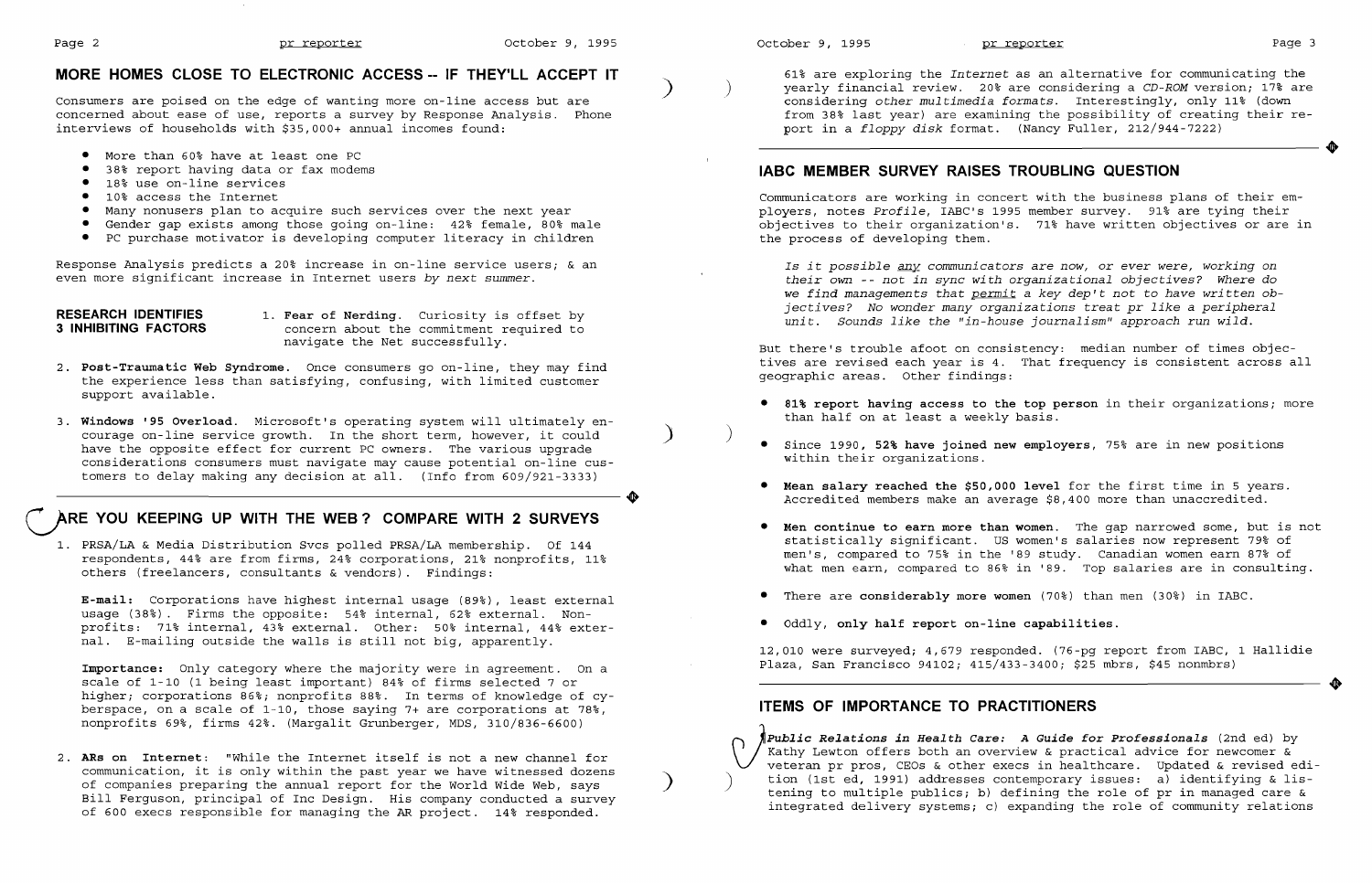## MORE HOMES CLOSE TO ELECTRONIC ACCESS -- IF THEY'LL ACCEPT IT

Consumers are poised on the edge of wanting more on-line access but are concerned about ease of use, reports a survey by Response Analysis. Phone interviews of households with $35,000+ annual incomes found:

- More than 60% have at least one PC
- 38% report having data or fax modems
- 18% use on-line services
- 10% access the Internet
- Many nonusers plan to acquire such services over the next year
- Gender gap exists among those going on-line: 42% female, 80% male
- PC purchase motivator is developing computer literacy in children

Response Analysis predicts a 20% increase in on-line service users; & an even more significant increase in Internet users *by next summer.*

**RESEARCH IDENTIFIES 3 INHIBITING FACTORS**

1. **Fear of Nerding.** Curiosity is offset by concern about the commitment required to navigate the Net successfully.
2. **Post-Traumatic Web Syndrome.** Once consumers go on-line, they may find the experience less than satisfying, confusing, with limited customer support available.
3. **Windows '95 Overload.** Microsoft's operating system will ultimately encourage on-line service growth. In the short term, however, it could have the opposite effect for current PC owners. The various upgrade considerations consumers must navigate may cause potential on-line customers to delay making any decision at all. (Info from 609/921-3333)

## ARE YOU KEEPING UP WITH THE WEB? COMPARE WITH 2 SURVEYS

1. PRSA/LA & Media Distribution Svcs polled PRSA/LA membership. Of 144 respondents, 44% are from firms, 24% corporations, 21% nonprofits, 11% others (freelancers, consultants & vendors). Findings:

   **E-mail:** Corporations have highest internal usage (89%), least external usage (38%). Firms the opposite: 54% internal, 62% external. Nonprofits: 71% internal, 43% external. Other: 50% internal, 44% external. E-mailing outside the walls is still not big, apparently.

   **Importance:** Only category where the majority were in agreement. On a scale of 1-10 (1 being least important) 84% of firms selected 7 or higher; corporations 86%; nonprofits 88%. In terms of knowledge of cyberspace, on a scale of 1-10, those saying 7+ are corporations at 78%, nonprofits 69%, firms 42%. (Margalit Grunberger, MDS, 310/836-6600)

2. **ARs on Internet:** "While the Internet itself is not a new channel for communication, it is only within the past year we have witnessed dozens of companies preparing the annual report for the World Wide Web, says Bill Ferguson, principal of Inc Design. His company conducted a survey of 600 execs responsible for managing the AR project. 14% responded. 61% are exploring the *Internet* as an alternative for communicating the yearly financial review. 20% are considering a *CD-ROM* version; 17% are considering *other multimedia formats.* Interestingly, only 11% (down from 38% last year) are examining the possibility of creating their report in a *floppy disk* format. (Nancy Fuller, 212/944-7222)

## IABC MEMBER SURVEY RAISES TROUBLING QUESTION

Communicators are working in concert with the business plans of their employers, notes *Profile*, IABC's 1995 member survey. 91% are tying their objectives to their organization's. 71% have written objectives or are in the process of developing them.

*Is it possible any communicators are now, or ever were, working on their own -- not in sync with organizational objectives? Where do we find managements that permit a key dep't not to have written objectives? No wonder many organizations treat pr like a peripheral unit. Sounds like the "in-house journalism" approach run wild.*

But there's trouble afoot on consistency: median number of times objectives are revised each year is 4. That frequency is consistent across all geographic areas. Other findings:

- **81% report having access to the top person** in their organizations; more than half on at least a weekly basis.
- Since 1990, **52% have joined new employers**, 75% are in new positions within their organizations.
- **Mean salary reached the $50,000 level** for the first time in 5 years. Accredited members make an average $8,400 more than unaccredited.
- **Men continue to earn more than women.** The gap narrowed some, but is not statistically significant. US women's salaries now represent 79% of men's, compared to 75% in the '89 study. Canadian women earn 87% of what men earn, compared to 86% in '89. Top salaries are in consulting.
- There are **considerably more women** (70%) than men (30%) in IABC.
- Oddly, **only half report on-line capabilities.**

12,010 were surveyed; 4,679 responded. (76-pg report from IABC, 1 Hallidie Plaza, San Francisco 94102; 415/433-3400; $25 mbrs, $45 nonmbrs)

## ITEMS OF IMPORTANCE TO PRACTITIONERS

*Public Relations in Health Care: A Guide for Professionals* (2nd ed) by Kathy Lewton offers both an overview & practical advice for newcomer & veteran pr pros, CEOs & other execs in healthcare. Updated & revised edition (1st ed, 1991) addresses contemporary issues: a) identifying & listening to multiple publics; b) defining the role of pr in managed care & integrated delivery systems; c) expanding the role of community relations